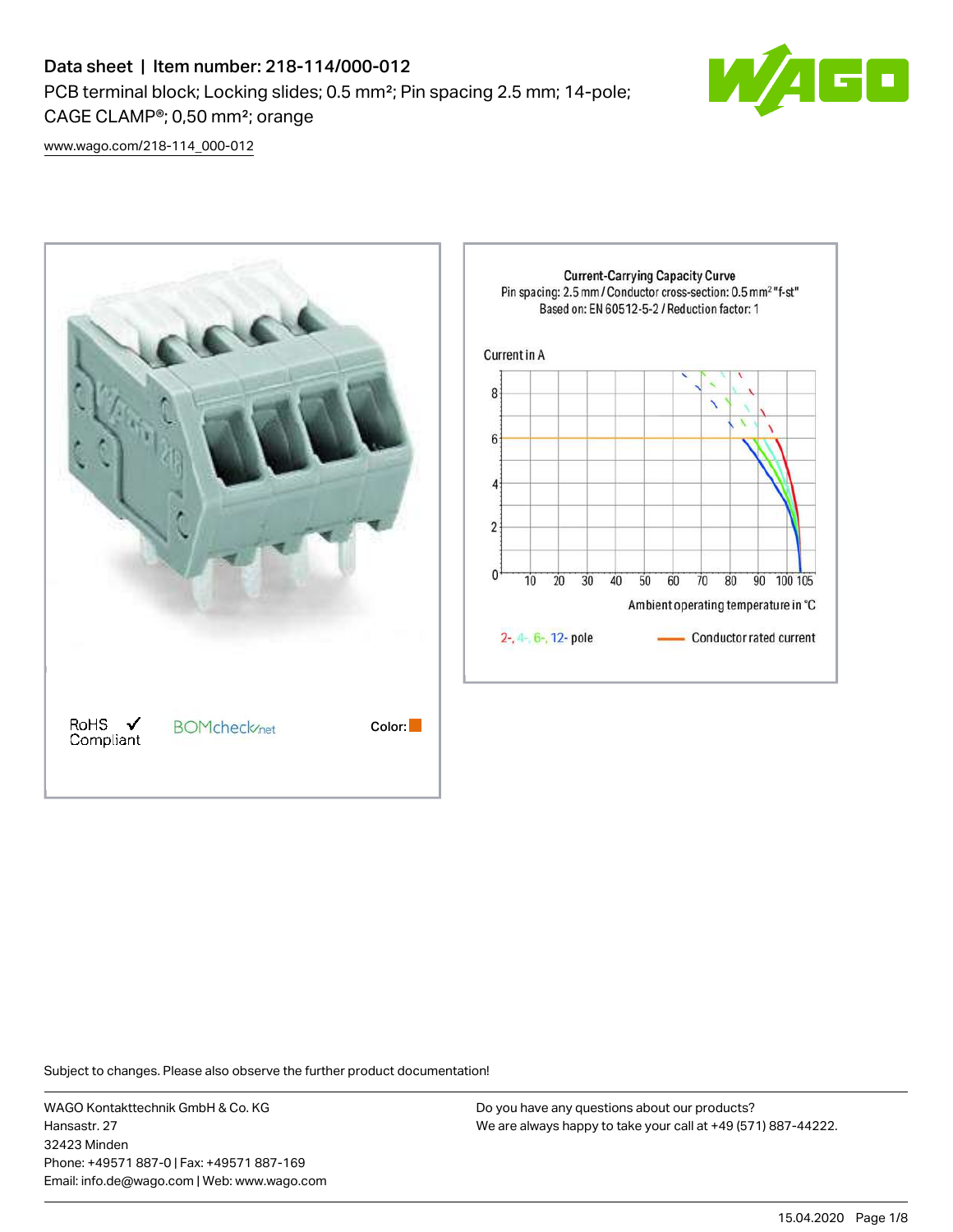# Data sheet | Item number: 218-114/000-012

PCB terminal block; Locking slides; 0.5 mm²; Pin spacing 2.5 mm; 14-pole; CAGE CLAMP®; 0,50 mm²; orange

www.wago.com/218-114_000-012

RoHS Compliant

BOMcheck.net

Color:

Current-Carrying Capacity Curve
Pin spacing: 2.5 mm / Conductor cross-section: 0.5 mm² "f-st"
Based on: EN 60512-5-2 / Reduction factor: 1

Current in A

Ambient operating temperature in °C

2-, 4-, 6-, 12- pole

Conductor rated current

Subject to changes. Please also observe the further product documentation!

WAGO Kontakttechnik GmbH & Co. KG
Hansastr. 27
32423 Minden
Phone: +49571 887-0 | Fax: +49571 887-169
Email: info.de@wago.com | Web: www.wago.com

Do you have any questions about our products?
We are always happy to take your call at +49 (571) 887-44222.

15.04.2020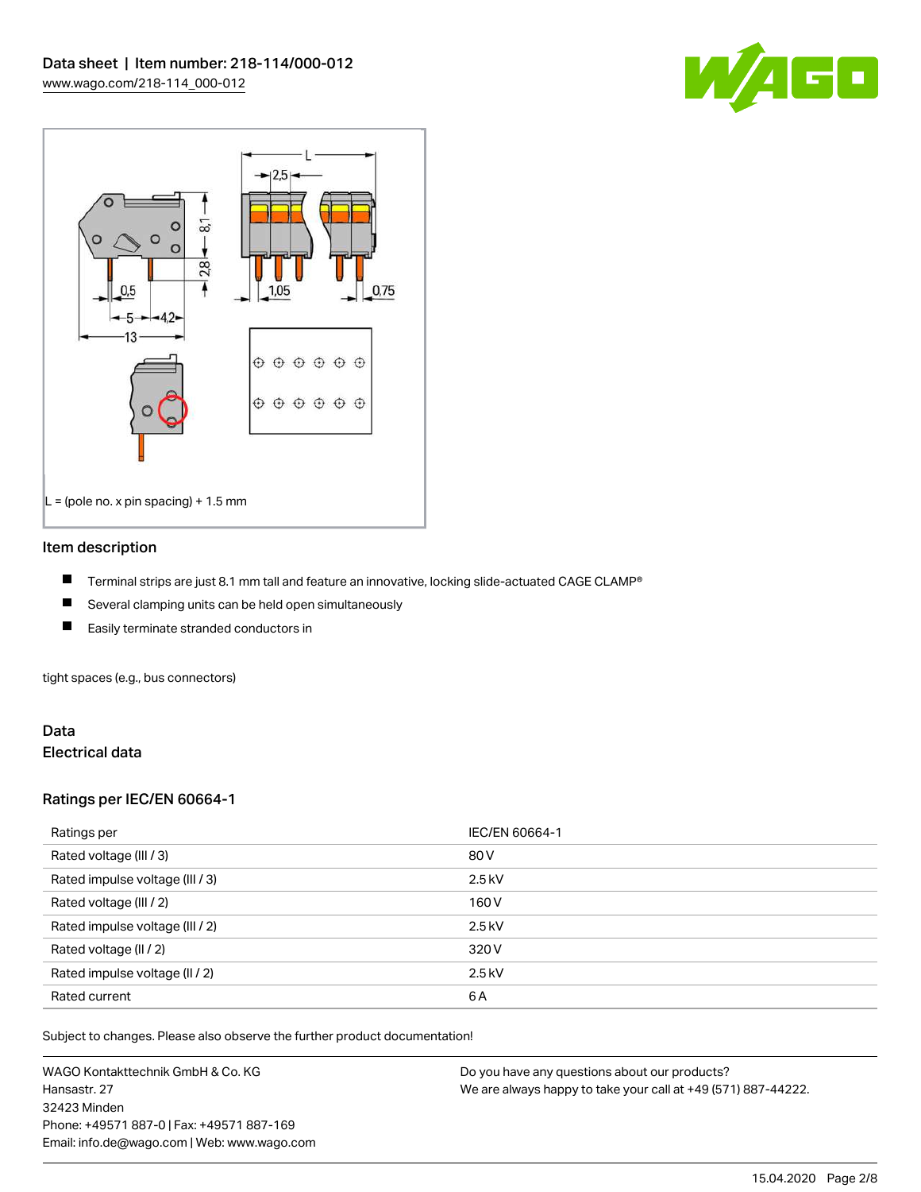L = (pole no. x pin spacing) + 1.5 mm

## Item description

- Terminal strips are just 8.1 mm tall and feature an innovative, locking slide-actuated CAGE CLAMP®
- Several clamping units can be held open simultaneously
- Easily terminate stranded conductors in

tight spaces (e.g., bus connectors)

## Data

### Electrical data

### Ratings per IEC/EN 60664-1

| Ratings per | IEC/EN 60664-1 |
|---|---|
| Rated voltage (III / 3) | 80 V |
| Rated impulse voltage (III / 3) | 2.5 kV |
| Rated voltage (III / 2) | 160 V |
| Rated impulse voltage (III / 2) | 2.5 kV |
| Rated voltage (II / 2) | 320 V |
| Rated impulse voltage (II / 2) | 2.5 kV |
| Rated current | 6 A |

Subject to changes. Please also observe the further product documentation!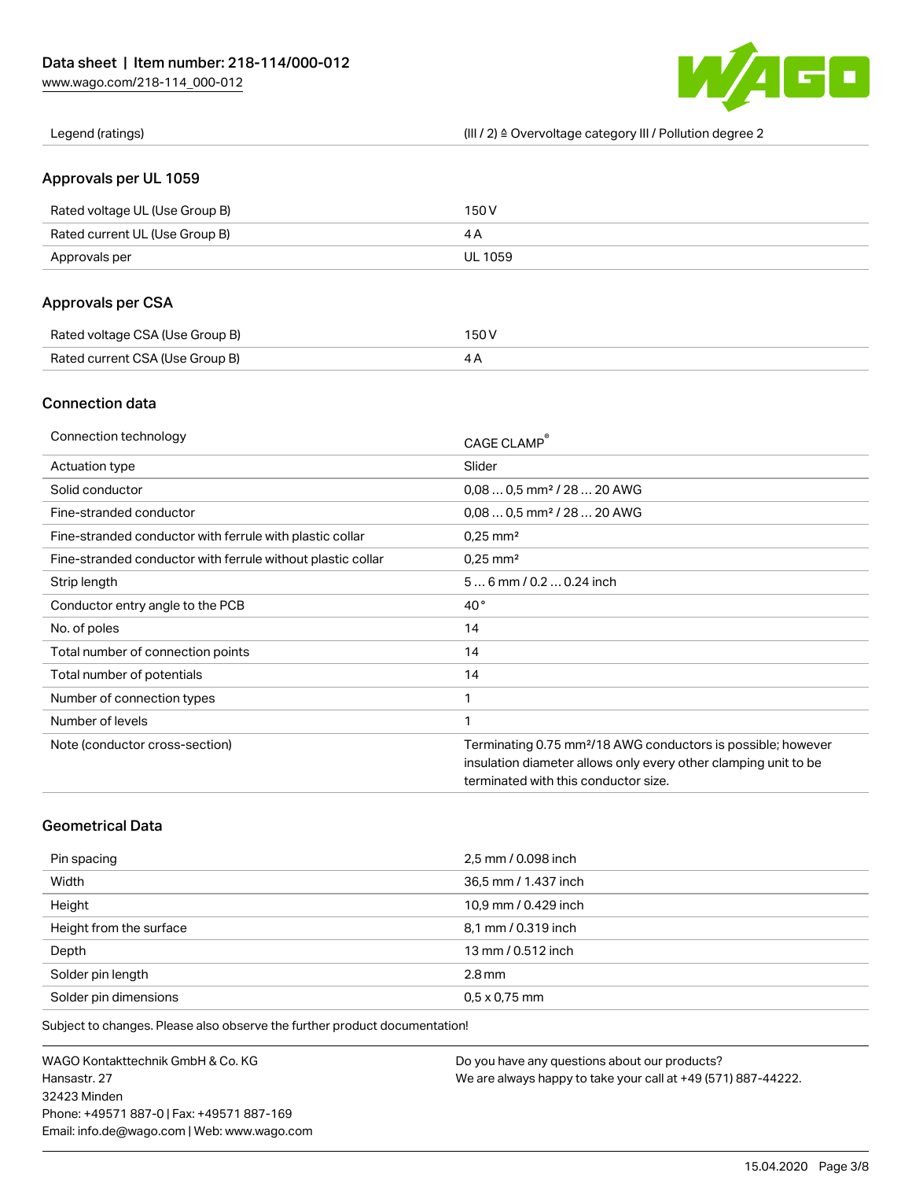| Legend (ratings) | (III / 2) ≙ Overvoltage category III / Pollution degree 2 |
| --- | --- |

## Approvals per UL 1059

| Rated voltage UL (Use Group B) | 150 V |
| --- | --- |
| Rated current UL (Use Group B) | 4 A |
| Approvals per | UL 1059 |

## Approvals per CSA

| Rated voltage CSA (Use Group B) | 150 V |
| --- | --- |
| Rated current CSA (Use Group B) | 4 A |

## Connection data

| Connection technology | CAGE CLAMP® |
| --- | --- |
| Actuation type | Slider |
| Solid conductor | 0,08 … 0,5 mm² / 28 … 20 AWG |
| Fine-stranded conductor | 0,08 … 0,5 mm² / 28 … 20 AWG |
| Fine-stranded conductor with ferrule with plastic collar | 0,25 mm² |
| Fine-stranded conductor with ferrule without plastic collar | 0,25 mm² |
| Strip length | 5 … 6 mm / 0.2 … 0.24 inch |
| Conductor entry angle to the PCB | 40 ° |
| No. of poles | 14 |
| Total number of connection points | 14 |
| Total number of potentials | 14 |
| Number of connection types | 1 |
| Number of levels | 1 |
| Note (conductor cross-section) | Terminating 0.75 mm²/18 AWG conductors is possible; however insulation diameter allows only every other clamping unit to be terminated with this conductor size. |

## Geometrical Data

| Pin spacing | 2,5 mm / 0.098 inch |
| --- | --- |
| Width | 36,5 mm / 1.437 inch |
| Height | 10,9 mm / 0.429 inch |
| Height from the surface | 8,1 mm / 0.319 inch |
| Depth | 13 mm / 0.512 inch |
| Solder pin length | 2.8 mm |
| Solder pin dimensions | 0,5 x 0,75 mm |

Subject to changes. Please also observe the further product documentation!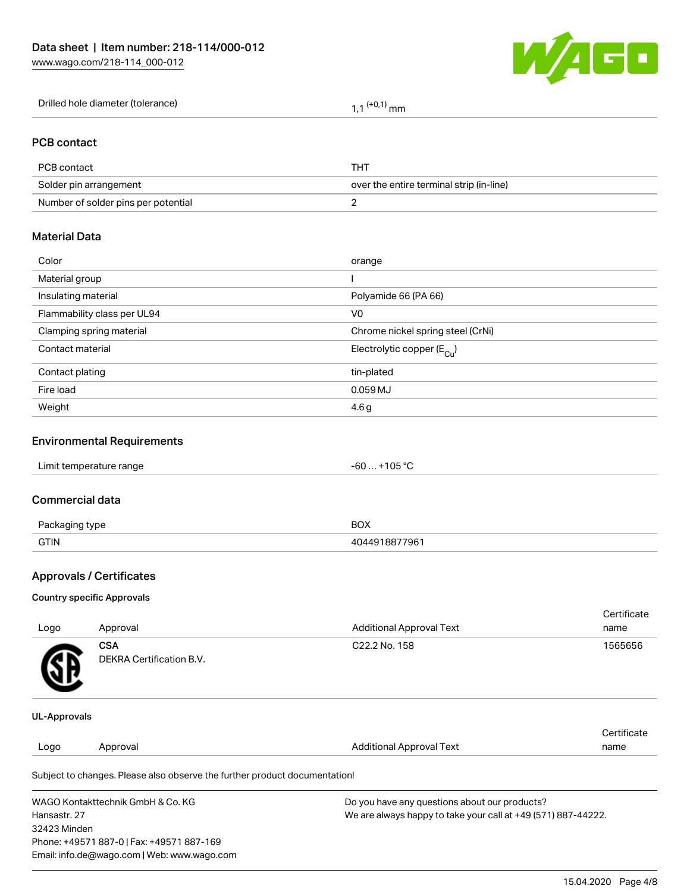| Drilled hole diameter (tolerance) | $1{,}1^{(+0{,}1)}$ mm |
|---|---|

## PCB contact

| PCB contact | THT |
|---|---|
| Solder pin arrangement | over the entire terminal strip (in-line) |
| Number of solder pins per potential | 2 |

## Material Data

| Color | orange |
|---|---|
| Material group | I |
| Insulating material | Polyamide 66 (PA 66) |
| Flammability class per UL94 | V0 |
| Clamping spring material | Chrome nickel spring steel (CrNi) |
| Contact material | Electrolytic copper ($E_{Cu}$) |
| Contact plating | tin-plated |
| Fire load | 0.059 MJ |
| Weight | 4.6 g |

## Environmental Requirements

| Limit temperature range | -60 … +105 °C |
|---|---|

## Commercial data

| Packaging type | BOX |
|---|---|
| GTIN | 4044918877961 |

## Approvals / Certificates

### Country specific Approvals

| Logo | Approval | Additional Approval Text | Certificate name |
|---|---|---|---|
| | **CSA**<br>DEKRA Certification B.V. | C22.2 No. 158 | 1565656 |

### UL-Approvals

| Logo | Approval | Additional Approval Text | Certificate name |
|---|---|---|---|

Subject to changes. Please also observe the further product documentation!

WAGO Kontakttechnik GmbH & Co. KG
Hansastr. 27
32423 Minden
Phone: +49571 887-0 | Fax: +49571 887-169
Email: info.de@wago.com | Web: www.wago.com

Do you have any questions about our products?
We are always happy to take your call at +49 (571) 887-44222.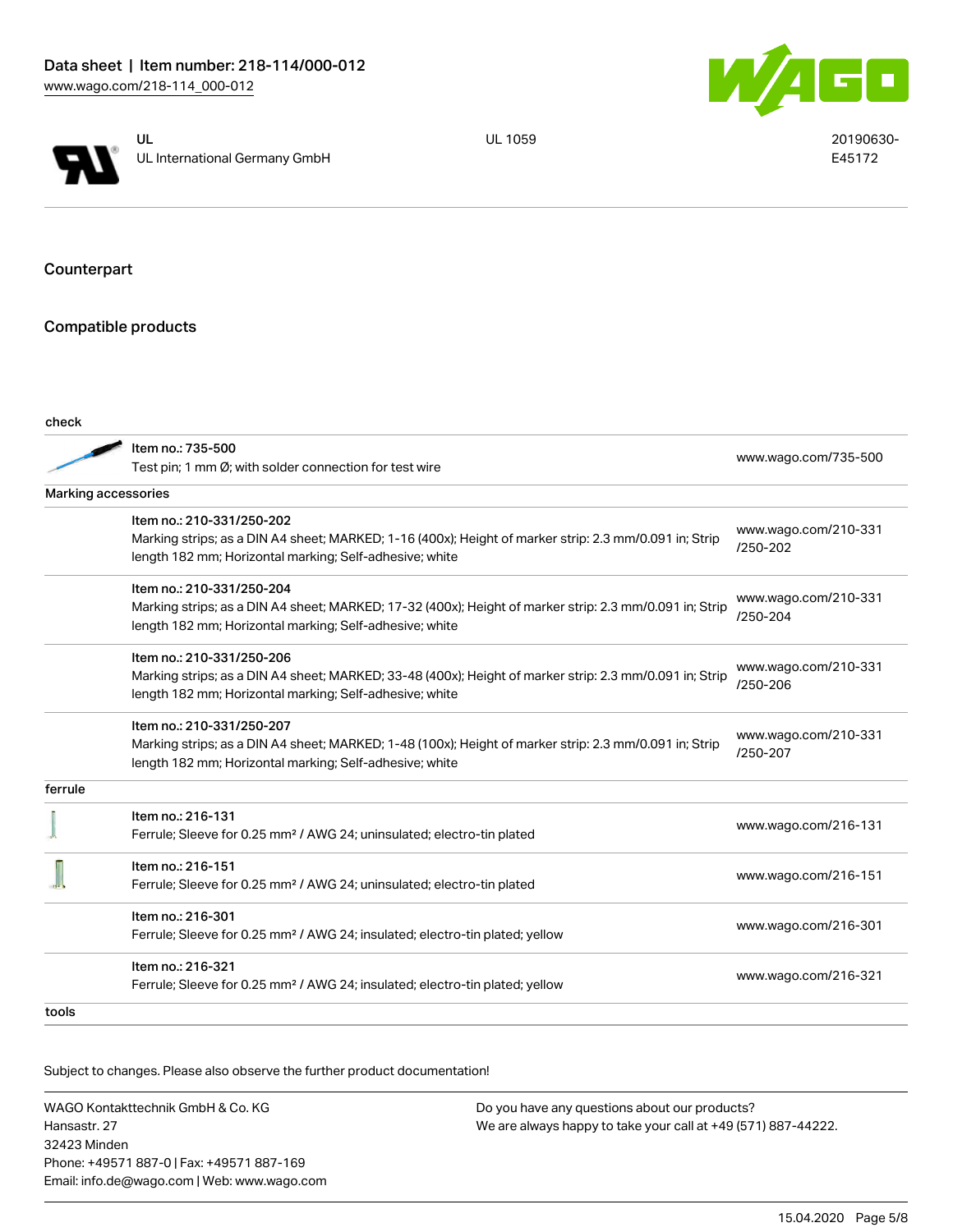| | UL<br>UL International Germany GmbH | UL 1059 | 20190630-E45172 |
|---|---|---|---|

## Counterpart

## Compatible products

| check | | |
|---|---|---|
| | Item no.: 735-500<br>Test pin; 1 mm Ø; with solder connection for test wire | www.wago.com/735-500 |
| **Marking accessories** | | |
| | Item no.: 210-331/250-202<br>Marking strips; as a DIN A4 sheet; MARKED; 1-16 (400x); Height of marker strip: 2.3 mm/0.091 in; Strip length 182 mm; Horizontal marking; Self-adhesive; white | www.wago.com/210-331/250-202 |
| | Item no.: 210-331/250-204<br>Marking strips; as a DIN A4 sheet; MARKED; 17-32 (400x); Height of marker strip: 2.3 mm/0.091 in; Strip length 182 mm; Horizontal marking; Self-adhesive; white | www.wago.com/210-331/250-204 |
| | Item no.: 210-331/250-206<br>Marking strips; as a DIN A4 sheet; MARKED; 33-48 (400x); Height of marker strip: 2.3 mm/0.091 in; Strip length 182 mm; Horizontal marking; Self-adhesive; white | www.wago.com/210-331/250-206 |
| | Item no.: 210-331/250-207<br>Marking strips; as a DIN A4 sheet; MARKED; 1-48 (100x); Height of marker strip: 2.3 mm/0.091 in; Strip length 182 mm; Horizontal marking; Self-adhesive; white | www.wago.com/210-331/250-207 |
| **ferrule** | | |
| | Item no.: 216-131<br>Ferrule; Sleeve for 0.25 mm² / AWG 24; uninsulated; electro-tin plated | www.wago.com/216-131 |
| | Item no.: 216-151<br>Ferrule; Sleeve for 0.25 mm² / AWG 24; uninsulated; electro-tin plated | www.wago.com/216-151 |
| | Item no.: 216-301<br>Ferrule; Sleeve for 0.25 mm² / AWG 24; insulated; electro-tin plated; yellow | www.wago.com/216-301 |
| | Item no.: 216-321<br>Ferrule; Sleeve for 0.25 mm² / AWG 24; insulated; electro-tin plated; yellow | www.wago.com/216-321 |
| **tools** | | |

Subject to changes. Please also observe the further product documentation!

WAGO Kontakttechnik GmbH & Co. KG
Hansastr. 27
32423 Minden
Phone: +49571 887-0 | Fax: +49571 887-169
Email: info.de@wago.com | Web: www.wago.com

Do you have any questions about our products?
We are always happy to take your call at +49 (571) 887-44222.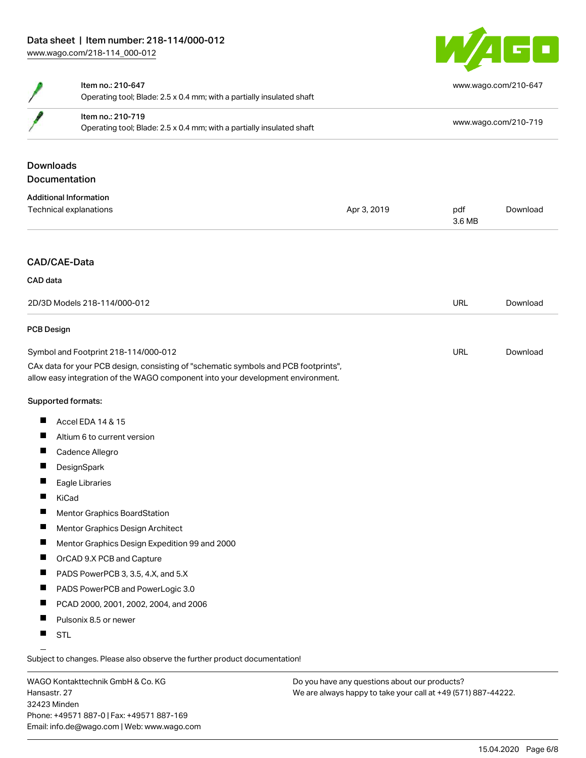| | | |
|---|---|---|
| | Item no.: 210-647<br>Operating tool; Blade: 2.5 x 0.4 mm; with a partially insulated shaft | www.wago.com/210-647 |
| | Item no.: 210-719<br>Operating tool; Blade: 2.5 x 0.4 mm; with a partially insulated shaft | www.wago.com/210-719 |

## Downloads

### Documentation

#### Additional Information

| | | | |
|---|---|---|---|
| Technical explanations | Apr 3, 2019 | pdf<br>3.6 MB | Download |

### CAD/CAE-Data

#### CAD data

| | | |
|---|---|---|
| 2D/3D Models 218-114/000-012 | URL | Download |

#### PCB Design

| | | |
|---|---|---|
| Symbol and Footprint 218-114/000-012 | URL | Download |

CAx data for your PCB design, consisting of "schematic symbols and PCB footprints", allow easy integration of the WAGO component into your development environment.

**Supported formats:**

- Accel EDA 14 & 15
- Altium 6 to current version
- Cadence Allegro
- DesignSpark
- Eagle Libraries
- KiCad
- Mentor Graphics BoardStation
- Mentor Graphics Design Architect
- Mentor Graphics Design Expedition 99 and 2000
- OrCAD 9.X PCB and Capture
- PADS PowerPCB 3, 3.5, 4.X, and 5.X
- PADS PowerPCB and PowerLogic 3.0
- PCAD 2000, 2001, 2002, 2004, and 2006
- Pulsonix 8.5 or newer
- STL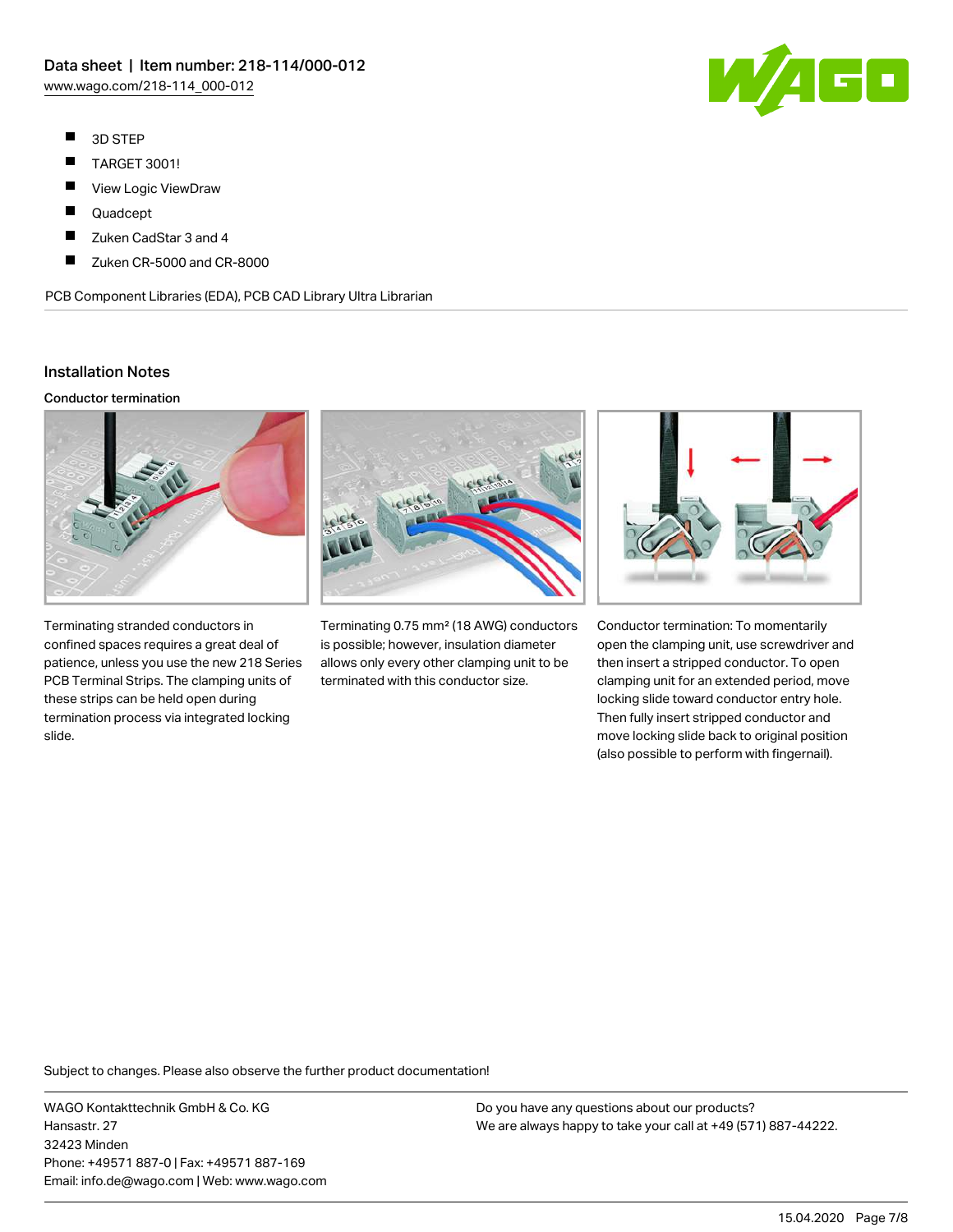- 3D STEP
- TARGET 3001!
- View Logic ViewDraw
- Quadcept
- Zuken CadStar 3 and 4
- Zuken CR-5000 and CR-8000

PCB Component Libraries (EDA), PCB CAD Library Ultra Librarian

## Installation Notes

### Conductor termination

Terminating stranded conductors in confined spaces requires a great deal of patience, unless you use the new 218 Series PCB Terminal Strips. The clamping units of these strips can be held open during termination process via integrated locking slide.

Terminating 0.75 mm² (18 AWG) conductors is possible; however, insulation diameter allows only every other clamping unit to be terminated with this conductor size.

Conductor termination: To momentarily open the clamping unit, use screwdriver and then insert a stripped conductor. To open clamping unit for an extended period, move locking slide toward conductor entry hole. Then fully insert stripped conductor and move locking slide back to original position (also possible to perform with fingernail).

Subject to changes. Please also observe the further product documentation!

WAGO Kontakttechnik GmbH & Co. KG
Hansastr. 27
32423 Minden
Phone: +49571 887-0 | Fax: +49571 887-169
Email: info.de@wago.com | Web: www.wago.com

Do you have any questions about our products?
We are always happy to take your call at +49 (571) 887-44222.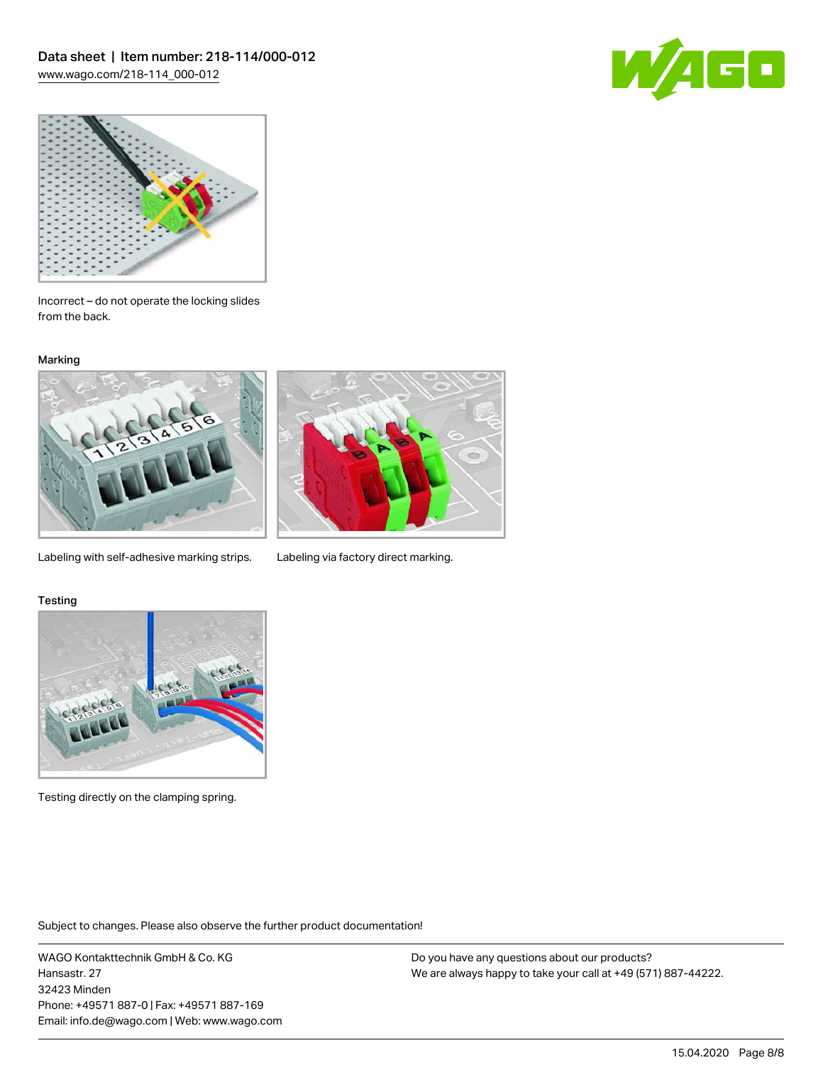Incorrect – do not operate the locking slides from the back.

## Marking

Labeling with self-adhesive marking strips.

Labeling via factory direct marking.

## Testing

Testing directly on the clamping spring.

Subject to changes. Please also observe the further product documentation!

WAGO Kontakttechnik GmbH & Co. KG
Hansastr. 27
32423 Minden
Phone: +49571 887-0 | Fax: +49571 887-169
Email: info.de@wago.com | Web: www.wago.com

Do you have any questions about our products?
We are always happy to take your call at +49 (571) 887-44222.